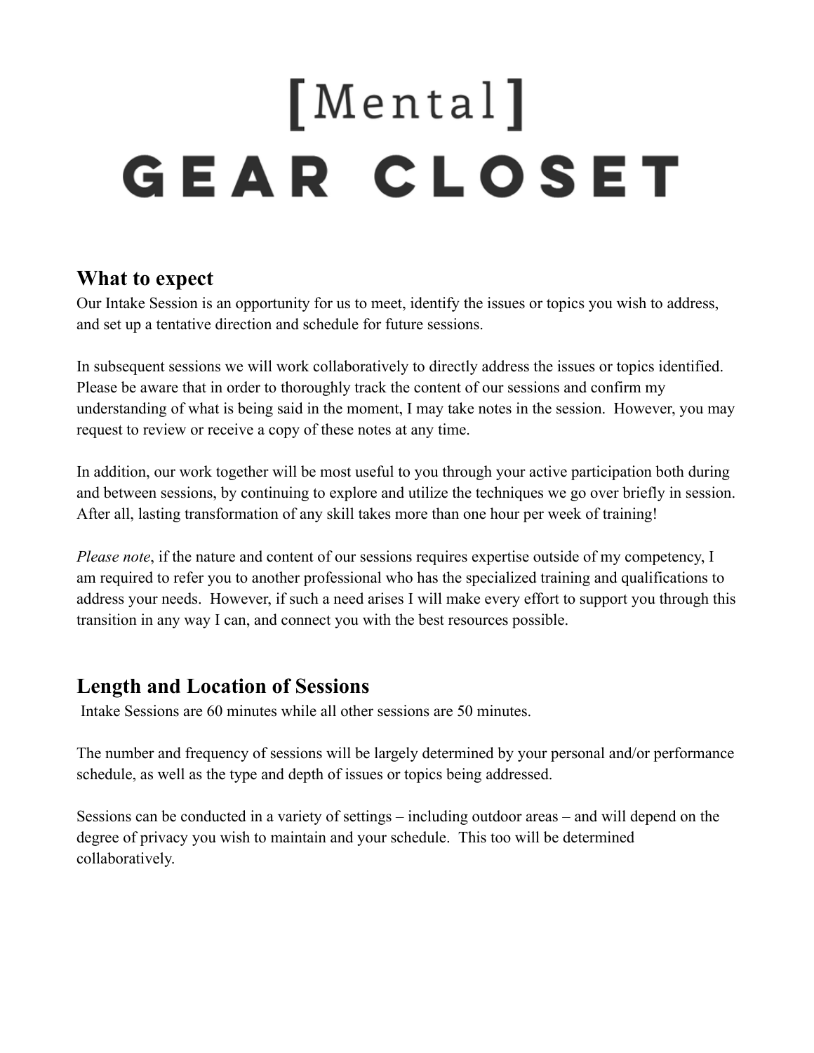# [Mental] GEAR CLOSET

## What to expect

Our Intake Session is an opportunity for us to meet, identify the issues or topics you wish to address, and set up a tentative direction and schedule for future sessions.

In subsequent sessions we will work collaboratively to directly address the issues or topics identified. Please be aware that in order to thoroughly track the content of our sessions and confirm my understanding of what is being said in the moment, I may take notes in the session. However, you may request to review or receive a copy of these notes at any time.

In addition, our work together will be most useful to you through your active participation both during and between sessions, by continuing to explore and utilize the techniques we go over briefly in session. After all, lasting transformation of any skill takes more than one hour per week of training!

*Please note*, if the nature and content of our sessions requires expertise outside of my competency, I am required to refer you to another professional who has the specialized training and qualifications to address your needs. However, if such a need arises I will make every effort to support you through this transition in any way I can, and connect you with the best resources possible.

## Length and Location of Sessions

Intake Sessions are 60 minutes while all other sessions are 50 minutes.

The number and frequency of sessions will be largely determined by your personal and/or performance schedule, as well as the type and depth of issues or topics being addressed.

Sessions can be conducted in a variety of settings – including outdoor areas – and will depend on the degree of privacy you wish to maintain and your schedule. This too will be determined collaboratively.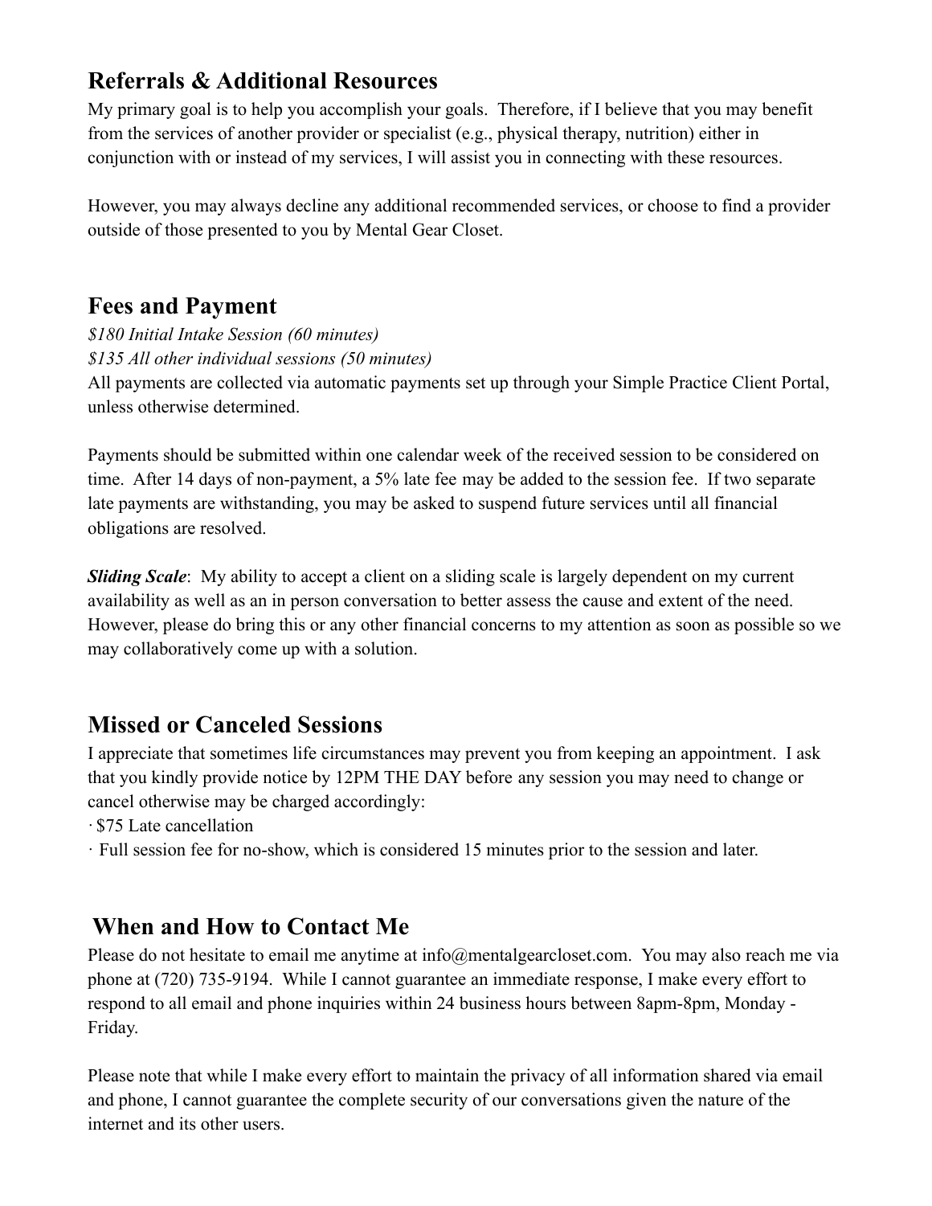## Referrals & Additional Resources

My primary goal is to help you accomplish your goals. Therefore, if I believe that you may benefit from the services of another provider or specialist (e.g., physical therapy, nutrition) either in conjunction with or instead of my services, I will assist you in connecting with these resources.

However, you may always decline any additional recommended services, or choose to find a provider outside of those presented to you by Mental Gear Closet.

## Fees and Payment

*$180 Initial Intake Session (60 minutes)*
*$135 All other individual sessions (50 minutes)*
All payments are collected via automatic payments set up through your Simple Practice Client Portal, unless otherwise determined.

Payments should be submitted within one calendar week of the received session to be considered on time. After 14 days of non-payment, a 5% late fee may be added to the session fee. If two separate late payments are withstanding, you may be asked to suspend future services until all financial obligations are resolved.

***Sliding Scale***: My ability to accept a client on a sliding scale is largely dependent on my current availability as well as an in person conversation to better assess the cause and extent of the need. However, please do bring this or any other financial concerns to my attention as soon as possible so we may collaboratively come up with a solution.

## Missed or Canceled Sessions

I appreciate that sometimes life circumstances may prevent you from keeping an appointment. I ask that you kindly provide notice by 12PM THE DAY before any session you may need to change or cancel otherwise may be charged accordingly:

- $75 Late cancellation
- Full session fee for no-show, which is considered 15 minutes prior to the session and later.

## When and How to Contact Me

Please do not hesitate to email me anytime at info@mentalgearcloset.com. You may also reach me via phone at (720) 735-9194. While I cannot guarantee an immediate response, I make every effort to respond to all email and phone inquiries within 24 business hours between 8apm-8pm, Monday - Friday.

Please note that while I make every effort to maintain the privacy of all information shared via email and phone, I cannot guarantee the complete security of our conversations given the nature of the internet and its other users.